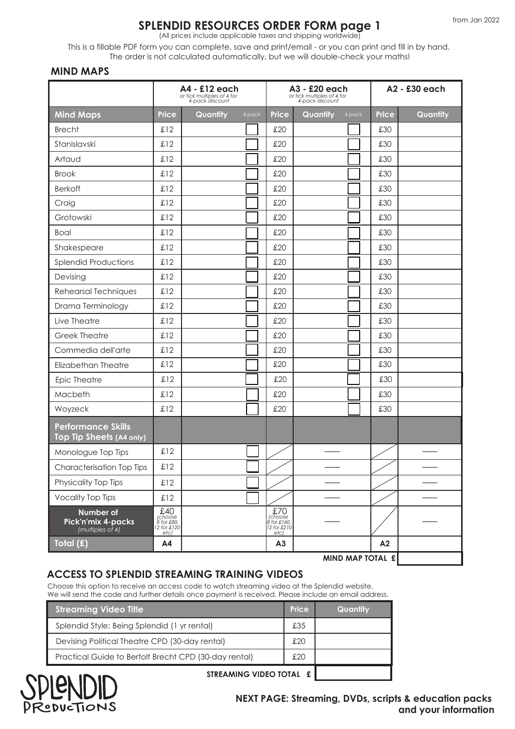from Jan 2022

# SPLENDID RESOURCES ORDER FORM page 1

(All prices include applicable taxes and shipping worldwide)

This is a fillable PDF form you can complete, save and print/email - or you can print and fill in by hand. The order is not calculated automatically, but we will double-check your maths!

## MIND MAPS

| | A4 - £12 each *or tick multiples of 4 for 4-pack discount* | | | A3 - £20 each *or tick multiples of 4 for 4-pack discount* | | | A2 - £30 each | |
|---|---|---|---|---|---|---|---|---|
| **Mind Maps** | **Price** | **Quantity** | 4 pack | **Price** | **Quantity** | 4 pack | **Price** | **Quantity** |
| Brecht | £12 | | ☐ | £20 | | ☐ | £30 | |
| Stanislavski | £12 | | ☐ | £20 | | ☐ | £30 | |
| Artaud | £12 | | ☐ | £20 | | ☐ | £30 | |
| Brook | £12 | | ☐ | £20 | | ☐ | £30 | |
| Berkoff | £12 | | ☐ | £20 | | ☐ | £30 | |
| Craig | £12 | | ☐ | £20 | | ☐ | £30 | |
| Grotowski | £12 | | ☐ | £20 | | ☐ | £30 | |
| Boal | £12 | | ☐ | £20 | | ☐ | £30 | |
| Shakespeare | £12 | | ☐ | £20 | | ☐ | £30 | |
| Splendid Productions | £12 | | ☐ | £20 | | ☐ | £30 | |
| Devising | £12 | | ☐ | £20 | | ☐ | £30 | |
| Rehearsal Techniques | £12 | | ☐ | £20 | | ☐ | £30 | |
| Drama Terminology | £12 | | ☐ | £20 | | ☐ | £30 | |
| Live Theatre | £12 | | ☐ | £20 | | ☐ | £30 | |
| Greek Theatre | £12 | | ☐ | £20 | | ☐ | £30 | |
| Commedia dell'arte | £12 | | ☐ | £20 | | ☐ | £30 | |
| Elizabethan Theatre | £12 | | ☐ | £20 | | ☐ | £30 | |
| Epic Theatre | £12 | | ☐ | £20 | | ☐ | £30 | |
| Macbeth | £12 | | ☐ | £20 | | ☐ | £30 | |
| Woyzeck | £12 | | ☐ | £20 | | ☐ | £30 | |
| **Performance Skills Top Tip Sheets (A4 only)** | | | | | | | | |
| Monologue Top Tips | £12 | | ☐ | | — | | | — |
| Characterisation Top Tips | £12 | | ☐ | | — | | | — |
| Physicality Top Tips | £12 | | ☐ | | — | | | — |
| Vocality Top Tips | £12 | | ☐ | | — | | | — |
| **Number of Pick'n'mix 4-packs** *(multiples of 4)* | £40 *(choose 8 for £80, 12 for £120 etc)* | | | £70 *(choose 8 for £140, 12 for £210 etc)* | — | | | — |
| **Total (£)** | **A4** | | | **A3** | | | **A2** | |

**MIND MAP TOTAL £** ______

## ACCESS TO SPLENDID STREAMING TRAINING VIDEOS

Choose this option to receive an access code to watch streaming video at the Splendid website. We will send the code and further details once payment is received. Please include an email address.

| Streaming Video Title | Price | Quantity |
|---|---|---|
| Splendid Style: Being Splendid (1 yr rental) | £35 | |
| Devising Political Theatre CPD (30-day rental) | £20 | |
| Practical Guide to Bertolt Brecht CPD (30-day rental) | £20 | |

**STREAMING VIDEO TOTAL £** ______

SPLENDID PRODUCTIONS

**NEXT PAGE: Streaming, DVDs, scripts & education packs and your information**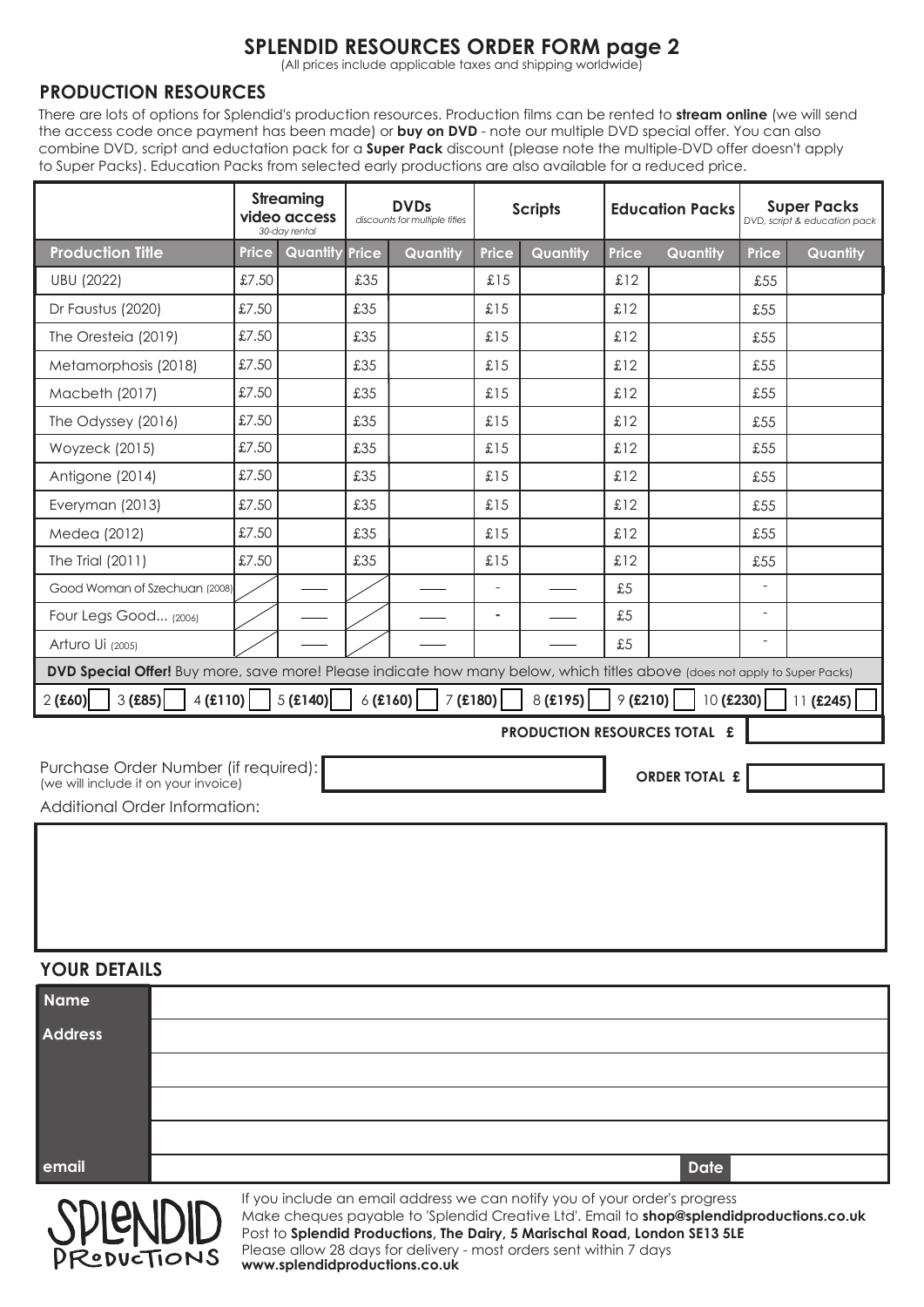# SPLENDID RESOURCES ORDER FORM page 2

(All prices include applicable taxes and shipping worldwide)

## PRODUCTION RESOURCES

There are lots of options for Splendid's production resources. Production films can be rented to **stream online** (we will send the access code once payment has been made) or **buy on DVD** - note our multiple DVD special offer. You can also combine DVD, script and eductation pack for a **Super Pack** discount (please note the multiple-DVD offer doesn't apply to Super Packs). Education Packs from selected early productions are also available for a reduced price.

| | Streaming video access *30-day rental* | | DVDs *discounts for multiple titles* | | Scripts | | Education Packs | | Super Packs *DVD, script & education pack* | |
|---|---|---|---|---|---|---|---|---|---|---|
| **Production Title** | **Price** | **Quantity** | **Price** | **Quantity** | **Price** | **Quantity** | **Price** | **Quantity** | **Price** | **Quantity** |
| UBU (2022) | £7.50 | | £35 | | £15 | | £12 | | £55 | |
| Dr Faustus (2020) | £7.50 | | £35 | | £15 | | £12 | | £55 | |
| The Oresteia (2019) | £7.50 | | £35 | | £15 | | £12 | | £55 | |
| Metamorphosis (2018) | £7.50 | | £35 | | £15 | | £12 | | £55 | |
| Macbeth (2017) | £7.50 | | £35 | | £15 | | £12 | | £55 | |
| The Odyssey (2016) | £7.50 | | £35 | | £15 | | £12 | | £55 | |
| Woyzeck (2015) | £7.50 | | £35 | | £15 | | £12 | | £55 | |
| Antigone (2014) | £7.50 | | £35 | | £15 | | £12 | | £55 | |
| Everyman (2013) | £7.50 | | £35 | | £15 | | £12 | | £55 | |
| Medea (2012) | £7.50 | | £35 | | £15 | | £12 | | £55 | |
| The Trial (2011) | £7.50 | | £35 | | £15 | | £12 | | £55 | |
| Good Woman of Szechuan (2008) | | | | | - | | £5 | | - | |
| Four Legs Good... (2006) | | | | | - | | £5 | | - | |
| Arturo Ui (2005) | | | | | | | £5 | | - | |

**DVD Special Offer!** Buy more, save more! Please indicate how many below, which titles above (does not apply to Super Packs)

2 **(£60)** ☐ 3 **(£85)** ☐ 4 **(£110)** ☐ 5 **(£140)** ☐ 6 **(£160)** ☐ 7 **(£180)** ☐ 8 **(£195)** ☐ 9 **(£210)** ☐ 10 **(£230)** ☐ 11 **(£245)** ☐

**PRODUCTION RESOURCES TOTAL £** ______

Purchase Order Number (if required): ______
(we will include it on your invoice)

**ORDER TOTAL £** ______

Additional Order Information:

## YOUR DETAILS

| | |
|---|---|
| **Name** | |
| **Address** | |
| | |
| | |
| | |
| **email** | **Date** |

If you include an email address we can notify you of your order's progress
Make cheques payable to 'Splendid Creative Ltd'. Email to **shop@splendidproductions.co.uk**
Post to **Splendid Productions, The Dairy, 5 Marischal Road, London SE13 5LE**
Please allow 28 days for delivery - most orders sent within 7 days
**www.splendidproductions.co.uk**